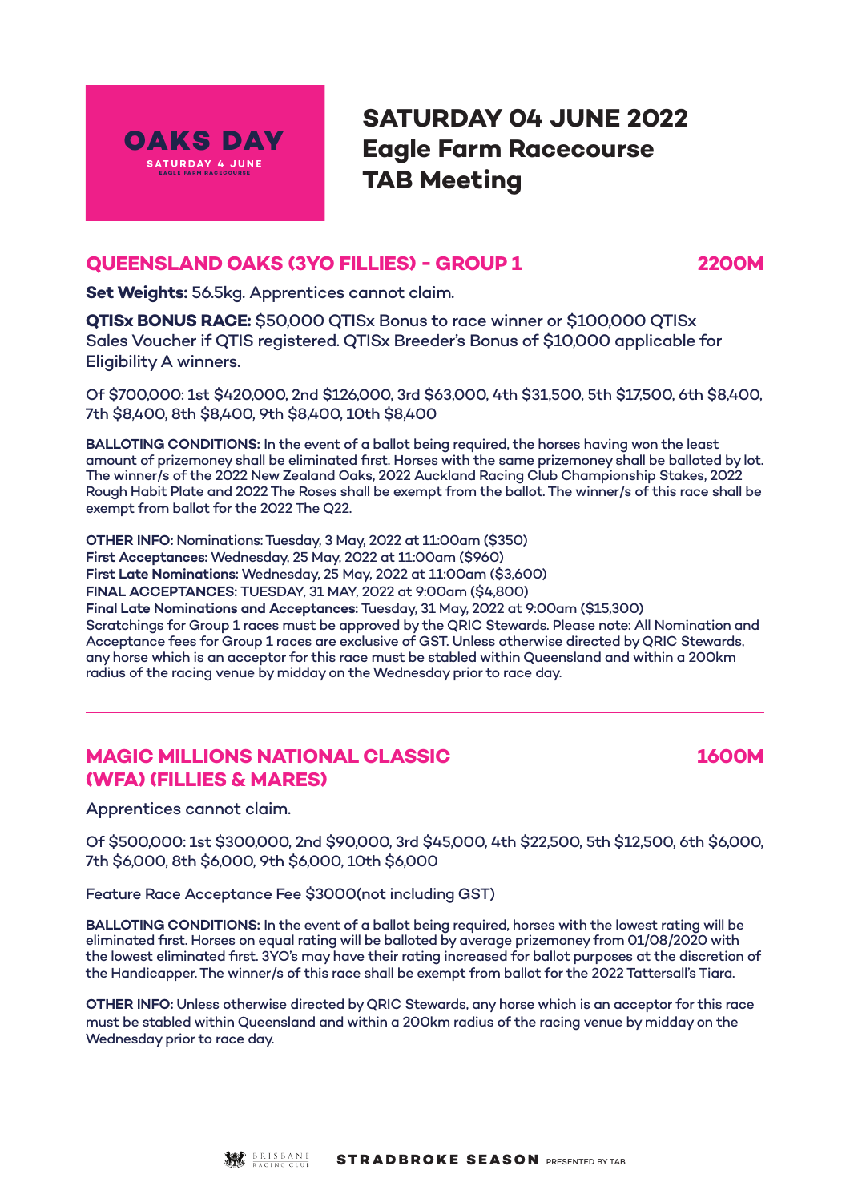**OAKS DAY**
SATURDAY 4 JUNE
EAGLE FARM RACECOURSE

# SATURDAY 04 JUNE 2022
# Eagle Farm Racecourse
# TAB Meeting

## QUEENSLAND OAKS (3YO FILLIES) - GROUP 1 — 2200M

**Set Weights:** 56.5kg. Apprentices cannot claim.

**QTISx BONUS RACE:** $50,000 QTISx Bonus to race winner or $100,000 QTISx Sales Voucher if QTIS registered. QTISx Breeder's Bonus of $10,000 applicable for Eligibility A winners.

Of $700,000: 1st $420,000, 2nd $126,000, 3rd $63,000, 4th $31,500, 5th $17,500, 6th $8,400, 7th $8,400, 8th $8,400, 9th $8,400, 10th $8,400

**BALLOTING CONDITIONS:** In the event of a ballot being required, the horses having won the least amount of prizemoney shall be eliminated first. Horses with the same prizemoney shall be balloted by lot. The winner/s of the 2022 New Zealand Oaks, 2022 Auckland Racing Club Championship Stakes, 2022 Rough Habit Plate and 2022 The Roses shall be exempt from the ballot. The winner/s of this race shall be exempt from ballot for the 2022 The Q22.

**OTHER INFO:** Nominations: Tuesday, 3 May, 2022 at 11:00am ($350)
**First Acceptances:** Wednesday, 25 May, 2022 at 11:00am ($960)
**First Late Nominations:** Wednesday, 25 May, 2022 at 11:00am ($3,600)
**FINAL ACCEPTANCES:** TUESDAY, 31 MAY, 2022 at 9:00am ($4,800)
**Final Late Nominations and Acceptances:** Tuesday, 31 May, 2022 at 9:00am ($15,300)
Scratchings for Group 1 races must be approved by the QRIC Stewards. Please note: All Nomination and Acceptance fees for Group 1 races are exclusive of GST. Unless otherwise directed by QRIC Stewards, any horse which is an acceptor for this race must be stabled within Queensland and within a 200km radius of the racing venue by midday on the Wednesday prior to race day.

---

## MAGIC MILLIONS NATIONAL CLASSIC (WFA) (FILLIES & MARES) — 1600M

Apprentices cannot claim.

Of $500,000: 1st $300,000, 2nd $90,000, 3rd $45,000, 4th $22,500, 5th $12,500, 6th $6,000, 7th $6,000, 8th $6,000, 9th $6,000, 10th $6,000

Feature Race Acceptance Fee $3000(not including GST)

**BALLOTING CONDITIONS:** In the event of a ballot being required, horses with the lowest rating will be eliminated first. Horses on equal rating will be balloted by average prizemoney from 01/08/2020 with the lowest eliminated first. 3YO's may have their rating increased for ballot purposes at the discretion of the Handicapper. The winner/s of this race shall be exempt from ballot for the 2022 Tattersall's Tiara.

**OTHER INFO:** Unless otherwise directed by QRIC Stewards, any horse which is an acceptor for this race must be stabled within Queensland and within a 200km radius of the racing venue by midday on the Wednesday prior to race day.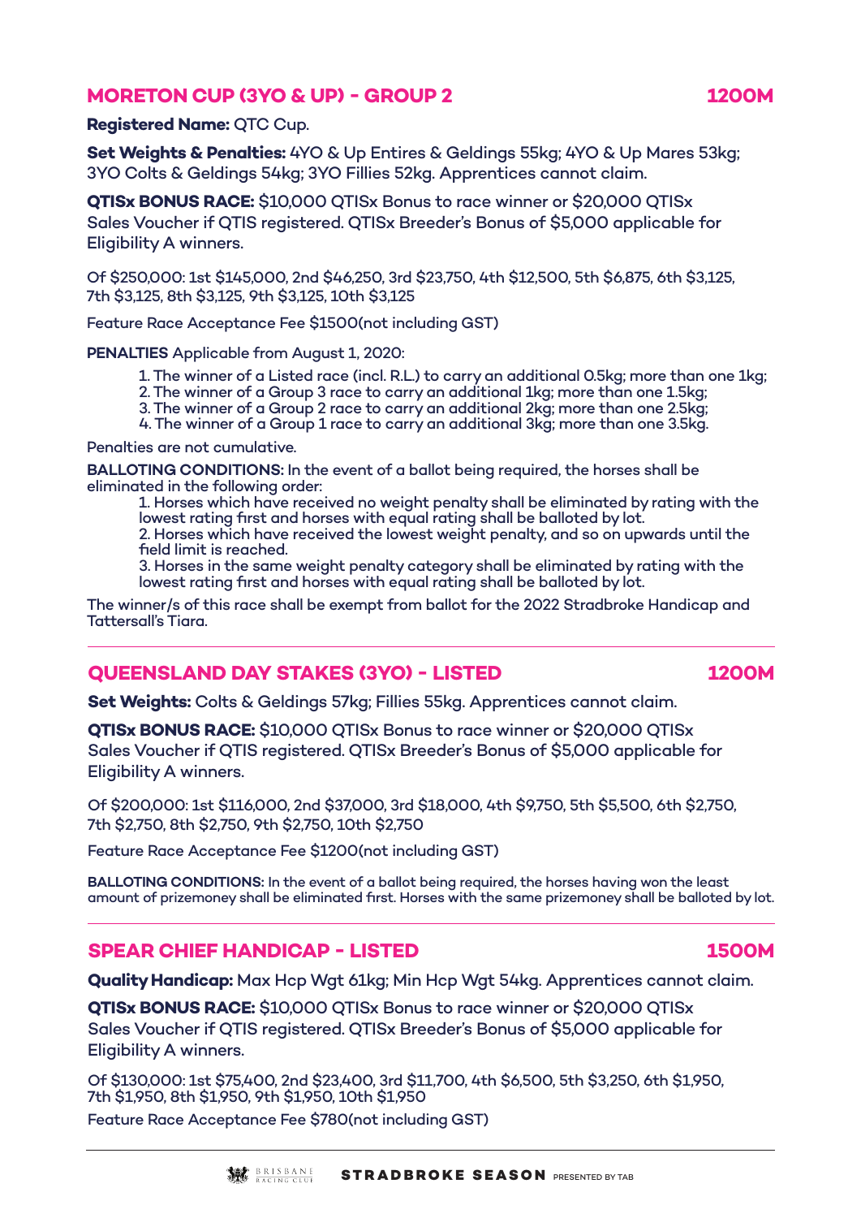## MORETON CUP (3YO & UP) - GROUP 2 — 1200M

**Registered Name:** QTC Cup.

**Set Weights & Penalties:** 4YO & Up Entires & Geldings 55kg; 4YO & Up Mares 53kg; 3YO Colts & Geldings 54kg; 3YO Fillies 52kg. Apprentices cannot claim.

**QTISx BONUS RACE:** $10,000 QTISx Bonus to race winner or $20,000 QTISx Sales Voucher if QTIS registered. QTISx Breeder's Bonus of $5,000 applicable for Eligibility A winners.

Of $250,000: 1st $145,000, 2nd $46,250, 3rd $23,750, 4th $12,500, 5th $6,875, 6th $3,125, 7th $3,125, 8th $3,125, 9th $3,125, 10th $3,125

Feature Race Acceptance Fee $1500(not including GST)

**PENALTIES** Applicable from August 1, 2020:

1. The winner of a Listed race (incl. R.L.) to carry an additional 0.5kg; more than one 1kg;
2. The winner of a Group 3 race to carry an additional 1kg; more than one 1.5kg;
3. The winner of a Group 2 race to carry an additional 2kg; more than one 2.5kg;
4. The winner of a Group 1 race to carry an additional 3kg; more than one 3.5kg.

Penalties are not cumulative.

**BALLOTING CONDITIONS:** In the event of a ballot being required, the horses shall be eliminated in the following order:

1. Horses which have received no weight penalty shall be eliminated by rating with the lowest rating first and horses with equal rating shall be balloted by lot.
2. Horses which have received the lowest weight penalty, and so on upwards until the field limit is reached.
3. Horses in the same weight penalty category shall be eliminated by rating with the lowest rating first and horses with equal rating shall be balloted by lot.

The winner/s of this race shall be exempt from ballot for the 2022 Stradbroke Handicap and Tattersall's Tiara.

---

## QUEENSLAND DAY STAKES (3YO) - LISTED — 1200M

**Set Weights:** Colts & Geldings 57kg; Fillies 55kg. Apprentices cannot claim.

**QTISx BONUS RACE:** $10,000 QTISx Bonus to race winner or $20,000 QTISx Sales Voucher if QTIS registered. QTISx Breeder's Bonus of $5,000 applicable for Eligibility A winners.

Of $200,000: 1st $116,000, 2nd $37,000, 3rd $18,000, 4th $9,750, 5th $5,500, 6th $2,750, 7th $2,750, 8th $2,750, 9th $2,750, 10th $2,750

Feature Race Acceptance Fee $1200(not including GST)

**BALLOTING CONDITIONS:** In the event of a ballot being required, the horses having won the least amount of prizemoney shall be eliminated first. Horses with the same prizemoney shall be balloted by lot.

---

## SPEAR CHIEF HANDICAP - LISTED — 1500M

**Quality Handicap:** Max Hcp Wgt 61kg; Min Hcp Wgt 54kg. Apprentices cannot claim.

**QTISx BONUS RACE:** $10,000 QTISx Bonus to race winner or $20,000 QTISx Sales Voucher if QTIS registered. QTISx Breeder's Bonus of $5,000 applicable for Eligibility A winners.

Of $130,000: 1st $75,400, 2nd $23,400, 3rd $11,700, 4th $6,500, 5th $3,250, 6th $1,950, 7th $1,950, 8th $1,950, 9th $1,950, 10th $1,950

Feature Race Acceptance Fee $780(not including GST)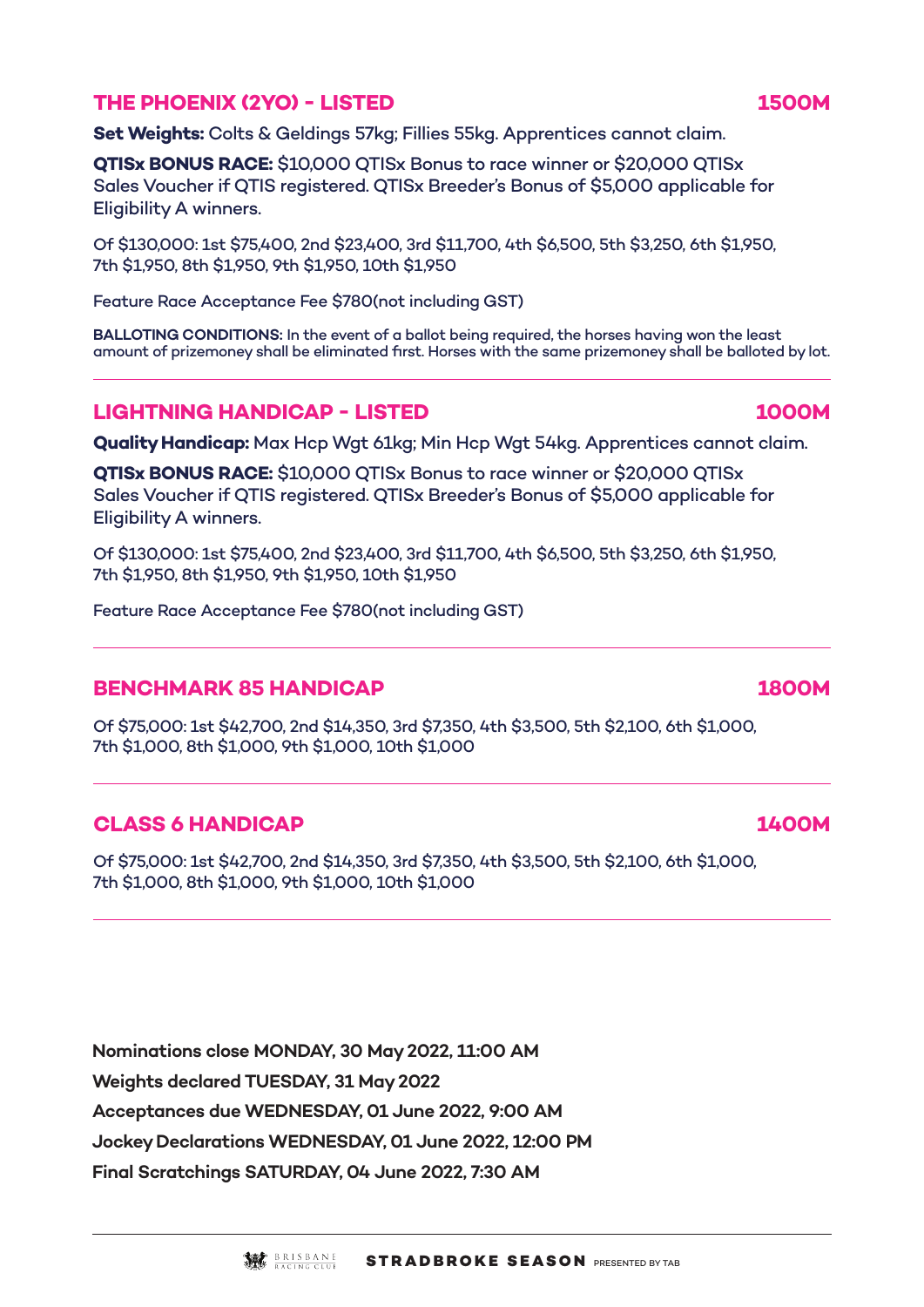## THE PHOENIX (2YO) - LISTED — 1500M

**Set Weights:** Colts & Geldings 57kg; Fillies 55kg. Apprentices cannot claim.

**QTISx BONUS RACE:** $10,000 QTISx Bonus to race winner or $20,000 QTISx Sales Voucher if QTIS registered. QTISx Breeder's Bonus of $5,000 applicable for Eligibility A winners.

Of $130,000: 1st $75,400, 2nd $23,400, 3rd $11,700, 4th $6,500, 5th $3,250, 6th $1,950, 7th $1,950, 8th $1,950, 9th $1,950, 10th $1,950

Feature Race Acceptance Fee $780(not including GST)

**BALLOTING CONDITIONS:** In the event of a ballot being required, the horses having won the least amount of prizemoney shall be eliminated first. Horses with the same prizemoney shall be balloted by lot.

---

## LIGHTNING HANDICAP - LISTED — 1000M

**Quality Handicap:** Max Hcp Wgt 61kg; Min Hcp Wgt 54kg. Apprentices cannot claim.

**QTISx BONUS RACE:** $10,000 QTISx Bonus to race winner or $20,000 QTISx Sales Voucher if QTIS registered. QTISx Breeder's Bonus of $5,000 applicable for Eligibility A winners.

Of $130,000: 1st $75,400, 2nd $23,400, 3rd $11,700, 4th $6,500, 5th $3,250, 6th $1,950, 7th $1,950, 8th $1,950, 9th $1,950, 10th $1,950

Feature Race Acceptance Fee $780(not including GST)

---

## BENCHMARK 85 HANDICAP — 1800M

Of $75,000: 1st $42,700, 2nd $14,350, 3rd $7,350, 4th $3,500, 5th $2,100, 6th $1,000, 7th $1,000, 8th $1,000, 9th $1,000, 10th $1,000

---

## CLASS 6 HANDICAP — 1400M

Of $75,000: 1st $42,700, 2nd $14,350, 3rd $7,350, 4th $3,500, 5th $2,100, 6th $1,000, 7th $1,000, 8th $1,000, 9th $1,000, 10th $1,000

---

**Nominations close MONDAY, 30 May 2022, 11:00 AM**

**Weights declared TUESDAY, 31 May 2022**

**Acceptances due WEDNESDAY, 01 June 2022, 9:00 AM**

**Jockey Declarations WEDNESDAY, 01 June 2022, 12:00 PM**

**Final Scratchings SATURDAY, 04 June 2022, 7:30 AM**